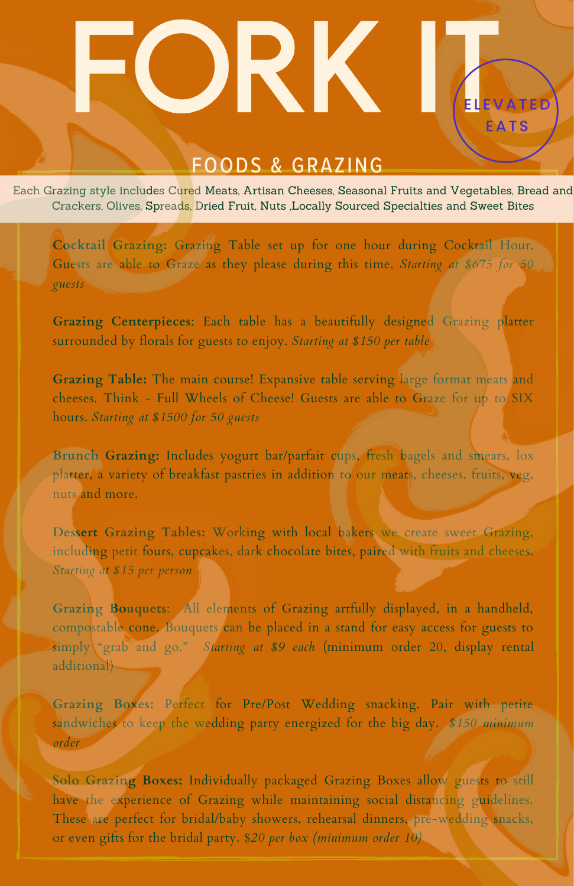# FORK IT

ELEVATED EATS

## FOODS & GRAZING

Each Grazing style includes Cured Meats, Artisan Cheeses, Seasonal Fruits and Vegetables, Bread and Crackers, Olives, Spreads, Dried Fruit, Nuts ,Locally Sourced Specialties and Sweet Bites

**Cocktail Grazing:** Grazing Table set up for one hour during Cocktail Hour. Guests are able to Graze as they please during this time. *Starting at $675 for 50 guests*

**Grazing Centerpieces**: Each table has a beautifully designed Grazing platter surrounded by florals for guests to enjoy. *Starting at $150 per table*

**Grazing Table:** The main course! Expansive table serving large format meats and cheeses. Think - Full Wheels of Cheese! Guests are able to Graze for up to SIX hours. *Starting at $1500 for 50 guests*

**Brunch Grazing:** Includes yogurt bar/parfait cups, fresh bagels and smears, lox platter, a variety of breakfast pastries in addition to our meats, cheeses, fruits, veg, nuts and more.

**Dessert Grazing Tables:** Working with local bakers we create sweet Grazing, including petit fours, cupcakes, dark chocolate bites, paired with fruits and cheeses. *Starting at $15 per person*

**Grazing Bouquets**: All elements of Grazing artfully displayed, in a handheld, compostable cone. Bouquets can be placed in a stand for easy access for guests to simply "grab and go." *Starting at $9 each* (minimum order 20, display rental additional)

**Grazing Boxes:** Perfect for Pre/Post Wedding snacking. Pair with petite sandwiches to keep the wedding party energized for the big day. *$150 minimum order*

**Solo Grazing Boxes:** Individually packaged Grazing Boxes allow guests to still have the experience of Grazing while maintaining social distancing guidelines. These are perfect for bridal/baby showers, rehearsal dinners, pre-wedding snacks, or even gifts for the bridal party. *$20 per box (minimum order 10)*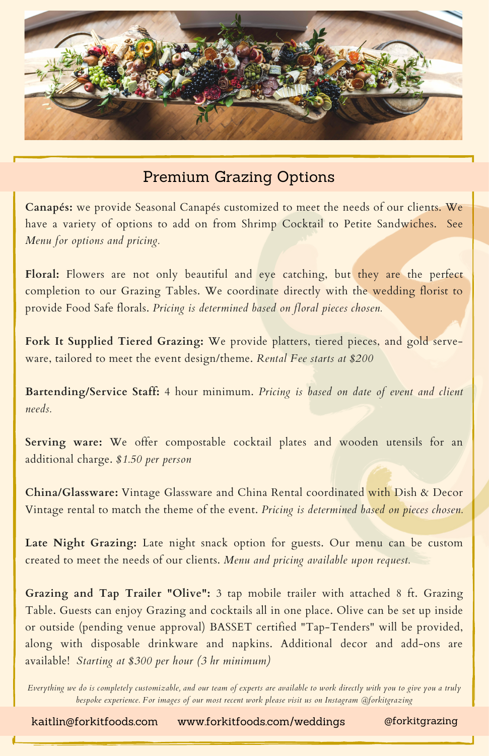## Premium Grazing Options

**Canapés:** we provide Seasonal Canapés customized to meet the needs of our clients. We have a variety of options to add on from Shrimp Cocktail to Petite Sandwiches. See *Menu for options and pricing.*

**Floral:** Flowers are not only beautiful and eye catching, but they are the perfect completion to our Grazing Tables. We coordinate directly with the wedding florist to provide Food Safe florals. *Pricing is determined based on floral pieces chosen.*

**Fork It Supplied Tiered Grazing:** We provide platters, tiered pieces, and gold serve-ware, tailored to meet the event design/theme. *Rental Fee starts at $200*

**Bartending/Service Staff:** 4 hour minimum. *Pricing is based on date of event and client needs.*

**Serving ware:** We offer compostable cocktail plates and wooden utensils for an additional charge. *$1.50 per person*

**China/Glassware:** Vintage Glassware and China Rental coordinated with Dish & Decor Vintage rental to match the theme of the event. *Pricing is determined based on pieces chosen.*

**Late Night Grazing:** Late night snack option for guests. Our menu can be custom created to meet the needs of our clients. *Menu and pricing available upon request.*

**Grazing and Tap Trailer "Olive":** 3 tap mobile trailer with attached 8 ft. Grazing Table. Guests can enjoy Grazing and cocktails all in one place. Olive can be set up inside or outside (pending venue approval) BASSET certified "Tap-Tenders" will be provided, along with disposable drinkware and napkins. Additional decor and add-ons are available! *Starting at $300 per hour (3 hr minimum)*

*Everything we do is completely customizable, and our team of experts are available to work directly with you to give you a truly bespoke experience. For images of our most recent work please visit us on Instagram @forkitgrazing*

kaitlin@forkitfoods.com www.forkitfoods.com/weddings @forkitgrazing